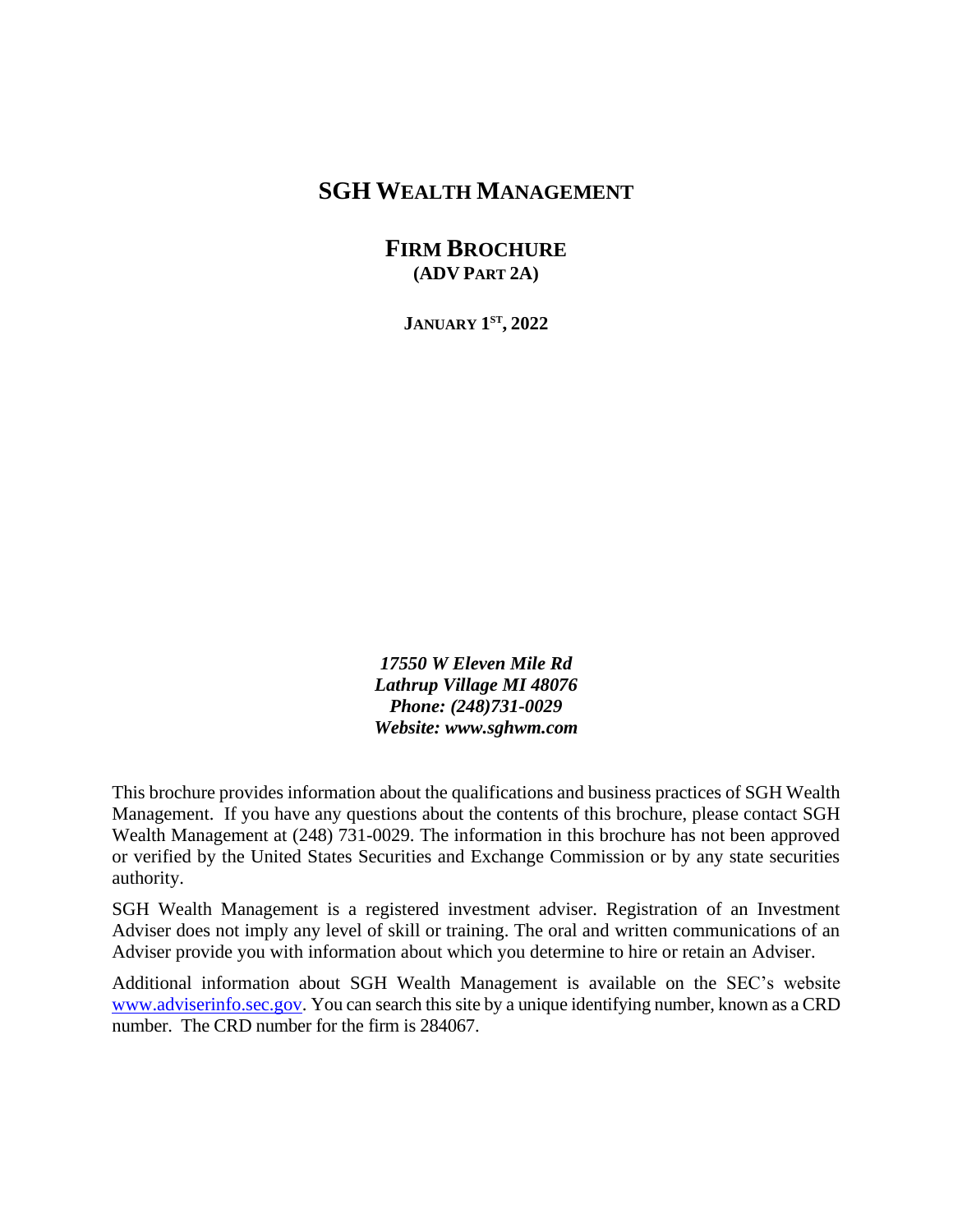# SGH WEALTH MANAGEMENT

## FIRM BROCHURE
### (ADV PART 2A)

**JANUARY 1ST, 2022**

***17550 W Eleven Mile Rd***
***Lathrup Village MI 48076***
***Phone: (248)731-0029***
***Website: www.sghwm.com***

This brochure provides information about the qualifications and business practices of SGH Wealth Management. If you have any questions about the contents of this brochure, please contact SGH Wealth Management at (248) 731-0029. The information in this brochure has not been approved or verified by the United States Securities and Exchange Commission or by any state securities authority.

SGH Wealth Management is a registered investment adviser. Registration of an Investment Adviser does not imply any level of skill or training. The oral and written communications of an Adviser provide you with information about which you determine to hire or retain an Adviser.

Additional information about SGH Wealth Management is available on the SEC's website www.adviserinfo.sec.gov. You can search this site by a unique identifying number, known as a CRD number. The CRD number for the firm is 284067.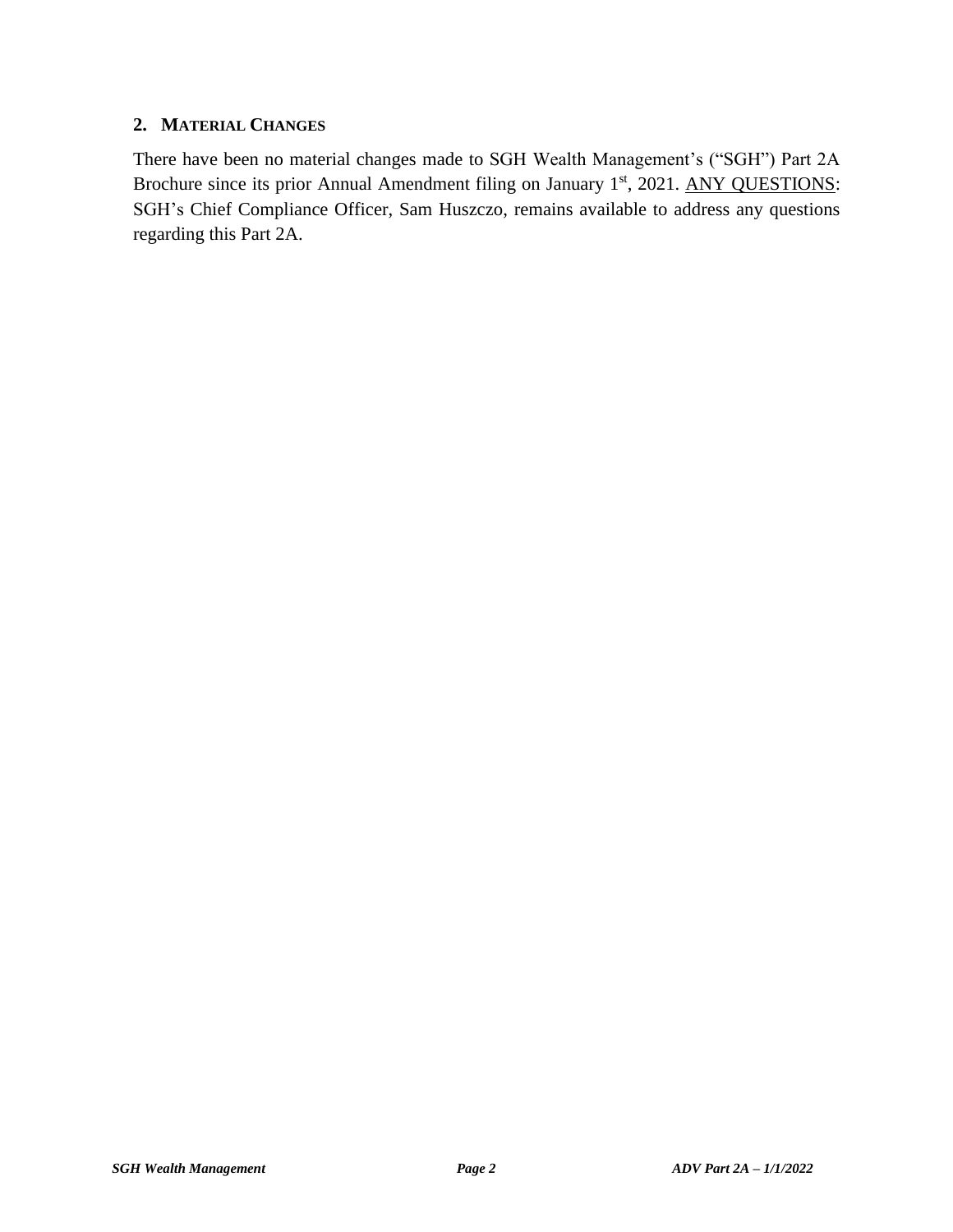## 2. MATERIAL CHANGES

There have been no material changes made to SGH Wealth Management's ("SGH") Part 2A Brochure since its prior Annual Amendment filing on January 1st, 2021. ANY QUESTIONS: SGH's Chief Compliance Officer, Sam Huszczo, remains available to address any questions regarding this Part 2A.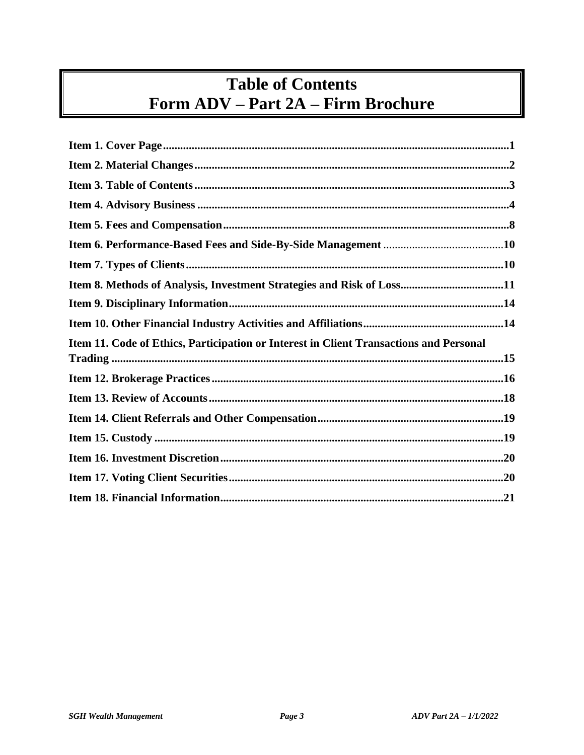# Table of Contents
# Form ADV – Part 2A – Firm Brochure

| | |
|---|---|
| **Item 1. Cover Page** | **1** |
| **Item 2. Material Changes** | **2** |
| **Item 3. Table of Contents** | **3** |
| **Item 4. Advisory Business** | **4** |
| **Item 5. Fees and Compensation** | **8** |
| **Item 6. Performance-Based Fees and Side-By-Side Management** | **10** |
| **Item 7. Types of Clients** | **10** |
| **Item 8. Methods of Analysis, Investment Strategies and Risk of Loss** | **11** |
| **Item 9. Disciplinary Information** | **14** |
| **Item 10. Other Financial Industry Activities and Affiliations** | **14** |
| **Item 11. Code of Ethics, Participation or Interest in Client Transactions and Personal Trading** | **15** |
| **Item 12. Brokerage Practices** | **16** |
| **Item 13. Review of Accounts** | **18** |
| **Item 14. Client Referrals and Other Compensation** | **19** |
| **Item 15. Custody** | **19** |
| **Item 16. Investment Discretion** | **20** |
| **Item 17. Voting Client Securities** | **20** |
| **Item 18. Financial Information** | **21** |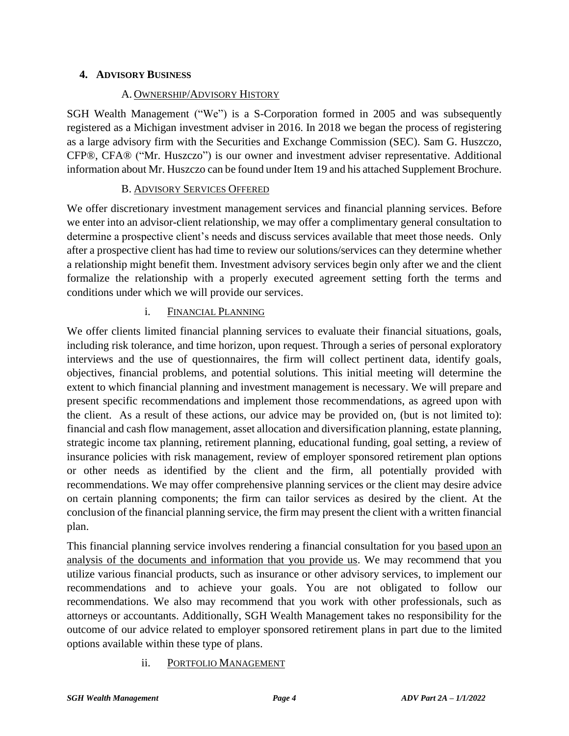## 4. ADVISORY BUSINESS

### A. OWNERSHIP/ADVISORY HISTORY

SGH Wealth Management ("We") is a S-Corporation formed in 2005 and was subsequently registered as a Michigan investment adviser in 2016. In 2018 we began the process of registering as a large advisory firm with the Securities and Exchange Commission (SEC). Sam G. Huszczo, CFP®, CFA® ("Mr. Huszczo") is our owner and investment adviser representative. Additional information about Mr. Huszczo can be found under Item 19 and his attached Supplement Brochure.

### B. ADVISORY SERVICES OFFERED

We offer discretionary investment management services and financial planning services. Before we enter into an advisor-client relationship, we may offer a complimentary general consultation to determine a prospective client's needs and discuss services available that meet those needs. Only after a prospective client has had time to review our solutions/services can they determine whether a relationship might benefit them. Investment advisory services begin only after we and the client formalize the relationship with a properly executed agreement setting forth the terms and conditions under which we will provide our services.

#### i. FINANCIAL PLANNING

We offer clients limited financial planning services to evaluate their financial situations, goals, including risk tolerance, and time horizon, upon request. Through a series of personal exploratory interviews and the use of questionnaires, the firm will collect pertinent data, identify goals, objectives, financial problems, and potential solutions. This initial meeting will determine the extent to which financial planning and investment management is necessary. We will prepare and present specific recommendations and implement those recommendations, as agreed upon with the client. As a result of these actions, our advice may be provided on, (but is not limited to): financial and cash flow management, asset allocation and diversification planning, estate planning, strategic income tax planning, retirement planning, educational funding, goal setting, a review of insurance policies with risk management, review of employer sponsored retirement plan options or other needs as identified by the client and the firm, all potentially provided with recommendations. We may offer comprehensive planning services or the client may desire advice on certain planning components; the firm can tailor services as desired by the client. At the conclusion of the financial planning service, the firm may present the client with a written financial plan.

This financial planning service involves rendering a financial consultation for you based upon an analysis of the documents and information that you provide us. We may recommend that you utilize various financial products, such as insurance or other advisory services, to implement our recommendations and to achieve your goals. You are not obligated to follow our recommendations. We also may recommend that you work with other professionals, such as attorneys or accountants. Additionally, SGH Wealth Management takes no responsibility for the outcome of our advice related to employer sponsored retirement plans in part due to the limited options available within these type of plans.

#### ii. PORTFOLIO MANAGEMENT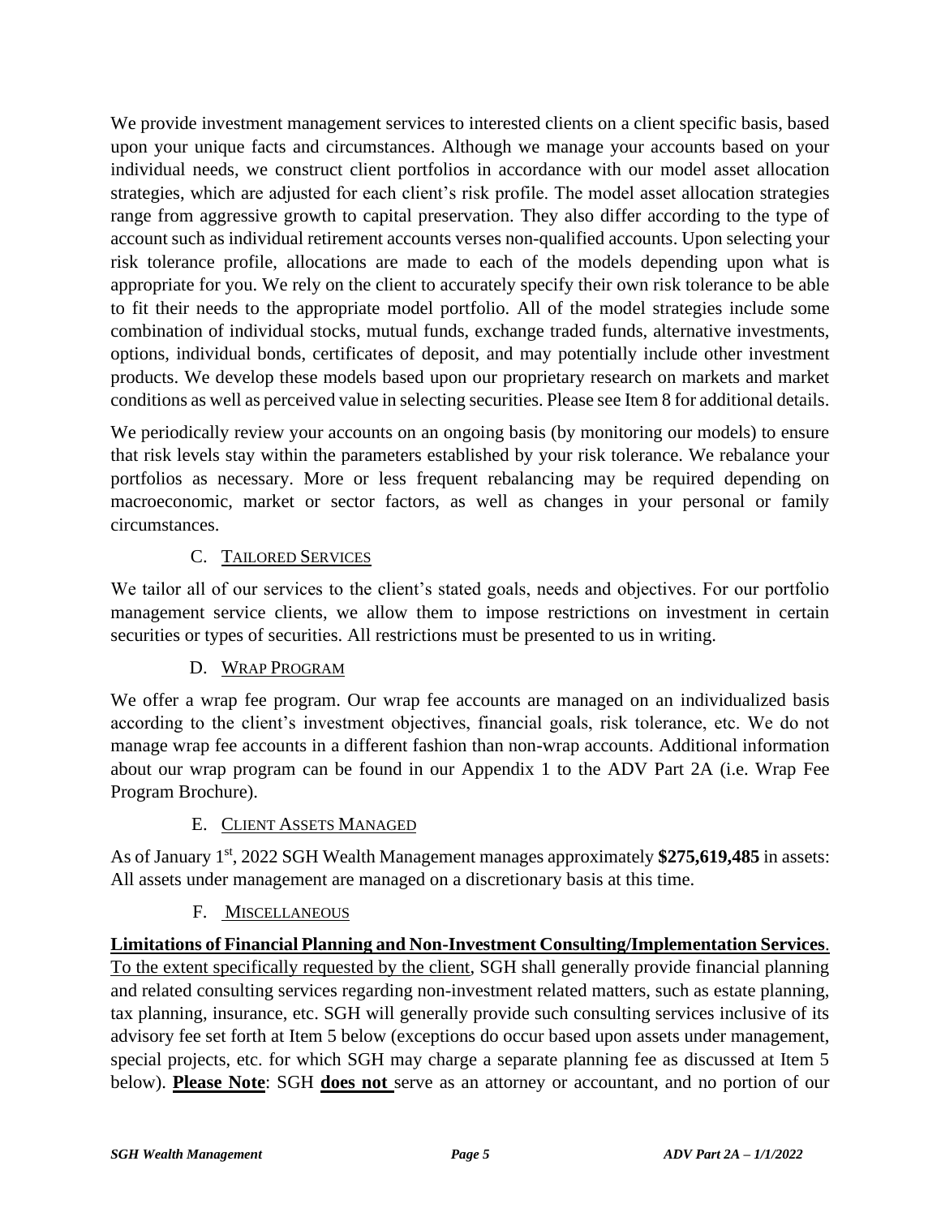We provide investment management services to interested clients on a client specific basis, based upon your unique facts and circumstances. Although we manage your accounts based on your individual needs, we construct client portfolios in accordance with our model asset allocation strategies, which are adjusted for each client's risk profile. The model asset allocation strategies range from aggressive growth to capital preservation. They also differ according to the type of account such as individual retirement accounts verses non-qualified accounts. Upon selecting your risk tolerance profile, allocations are made to each of the models depending upon what is appropriate for you. We rely on the client to accurately specify their own risk tolerance to be able to fit their needs to the appropriate model portfolio. All of the model strategies include some combination of individual stocks, mutual funds, exchange traded funds, alternative investments, options, individual bonds, certificates of deposit, and may potentially include other investment products. We develop these models based upon our proprietary research on markets and market conditions as well as perceived value in selecting securities. Please see Item 8 for additional details.

We periodically review your accounts on an ongoing basis (by monitoring our models) to ensure that risk levels stay within the parameters established by your risk tolerance. We rebalance your portfolios as necessary. More or less frequent rebalancing may be required depending on macroeconomic, market or sector factors, as well as changes in your personal or family circumstances.

### C. Tailored Services

We tailor all of our services to the client's stated goals, needs and objectives. For our portfolio management service clients, we allow them to impose restrictions on investment in certain securities or types of securities. All restrictions must be presented to us in writing.

### D. Wrap Program

We offer a wrap fee program. Our wrap fee accounts are managed on an individualized basis according to the client's investment objectives, financial goals, risk tolerance, etc. We do not manage wrap fee accounts in a different fashion than non-wrap accounts. Additional information about our wrap program can be found in our Appendix 1 to the ADV Part 2A (i.e. Wrap Fee Program Brochure).

### E. Client Assets Managed

As of January 1st, 2022 SGH Wealth Management manages approximately **$275,619,485** in assets: All assets under management are managed on a discretionary basis at this time.

### F. Miscellaneous

**Limitations of Financial Planning and Non-Investment Consulting/Implementation Services**. To the extent specifically requested by the client, SGH shall generally provide financial planning and related consulting services regarding non-investment related matters, such as estate planning, tax planning, insurance, etc. SGH will generally provide such consulting services inclusive of its advisory fee set forth at Item 5 below (exceptions do occur based upon assets under management, special projects, etc. for which SGH may charge a separate planning fee as discussed at Item 5 below). **Please Note**: SGH **does not** serve as an attorney or accountant, and no portion of our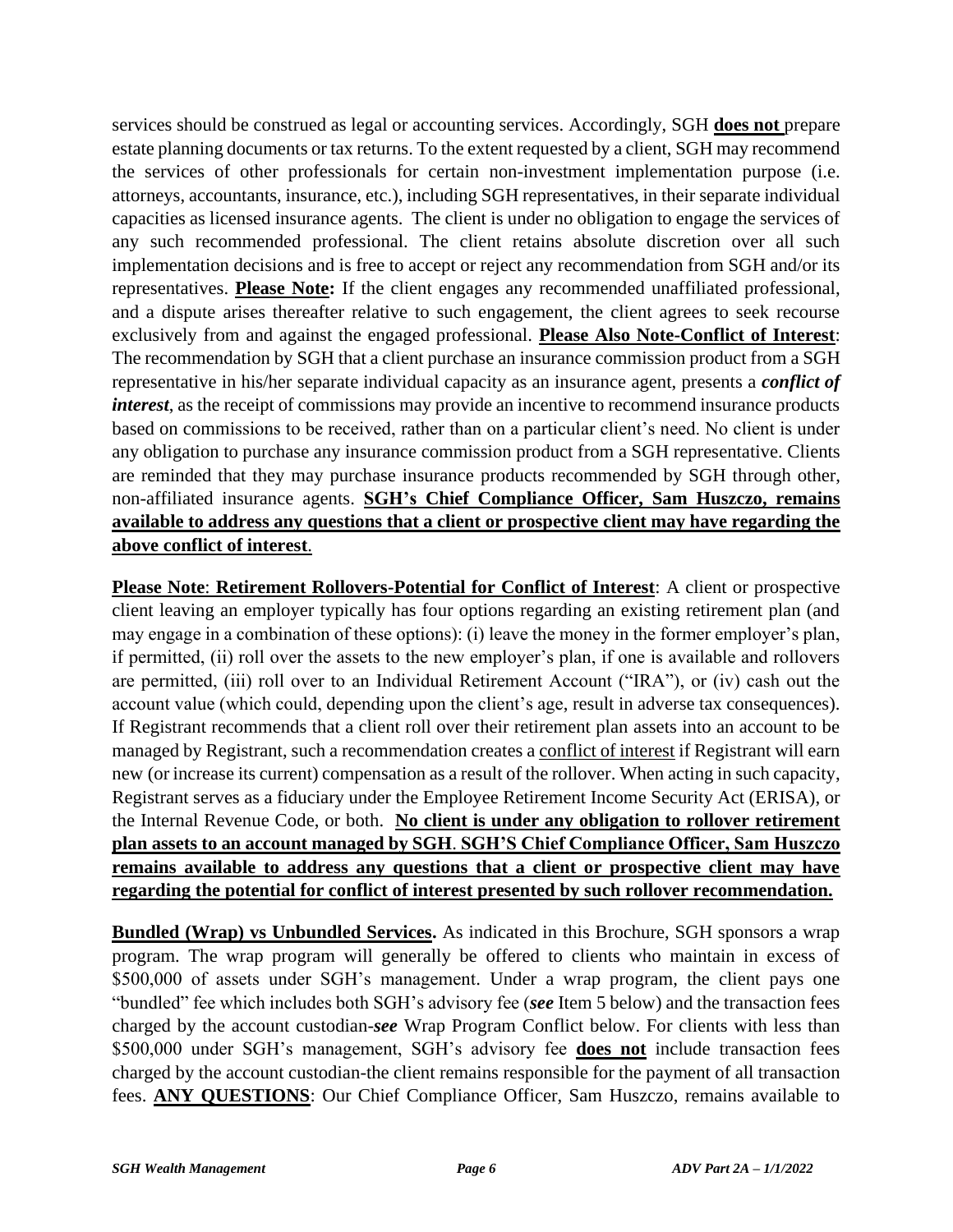services should be construed as legal or accounting services. Accordingly, SGH **does not** prepare estate planning documents or tax returns. To the extent requested by a client, SGH may recommend the services of other professionals for certain non-investment implementation purpose (i.e. attorneys, accountants, insurance, etc.), including SGH representatives, in their separate individual capacities as licensed insurance agents. The client is under no obligation to engage the services of any such recommended professional. The client retains absolute discretion over all such implementation decisions and is free to accept or reject any recommendation from SGH and/or its representatives. **Please Note:** If the client engages any recommended unaffiliated professional, and a dispute arises thereafter relative to such engagement, the client agrees to seek recourse exclusively from and against the engaged professional. **Please Also Note-Conflict of Interest**: The recommendation by SGH that a client purchase an insurance commission product from a SGH representative in his/her separate individual capacity as an insurance agent, presents a ***conflict of interest***, as the receipt of commissions may provide an incentive to recommend insurance products based on commissions to be received, rather than on a particular client's need. No client is under any obligation to purchase any insurance commission product from a SGH representative. Clients are reminded that they may purchase insurance products recommended by SGH through other, non-affiliated insurance agents. **SGH's Chief Compliance Officer, Sam Huszczo, remains available to address any questions that a client or prospective client may have regarding the above conflict of interest**.

**Please Note**: **Retirement Rollovers-Potential for Conflict of Interest**: A client or prospective client leaving an employer typically has four options regarding an existing retirement plan (and may engage in a combination of these options): (i) leave the money in the former employer's plan, if permitted, (ii) roll over the assets to the new employer's plan, if one is available and rollovers are permitted, (iii) roll over to an Individual Retirement Account ("IRA"), or (iv) cash out the account value (which could, depending upon the client's age, result in adverse tax consequences). If Registrant recommends that a client roll over their retirement plan assets into an account to be managed by Registrant, such a recommendation creates a conflict of interest if Registrant will earn new (or increase its current) compensation as a result of the rollover. When acting in such capacity, Registrant serves as a fiduciary under the Employee Retirement Income Security Act (ERISA), or the Internal Revenue Code, or both. **No client is under any obligation to rollover retirement plan assets to an account managed by SGH**. **SGH'S Chief Compliance Officer, Sam Huszczo remains available to address any questions that a client or prospective client may have regarding the potential for conflict of interest presented by such rollover recommendation.**

**Bundled (Wrap) vs Unbundled Services.** As indicated in this Brochure, SGH sponsors a wrap program. The wrap program will generally be offered to clients who maintain in excess of $500,000 of assets under SGH's management. Under a wrap program, the client pays one "bundled" fee which includes both SGH's advisory fee (***see*** Item 5 below) and the transaction fees charged by the account custodian-***see*** Wrap Program Conflict below. For clients with less than $500,000 under SGH's management, SGH's advisory fee **does not** include transaction fees charged by the account custodian-the client remains responsible for the payment of all transaction fees. **ANY QUESTIONS**: Our Chief Compliance Officer, Sam Huszczo, remains available to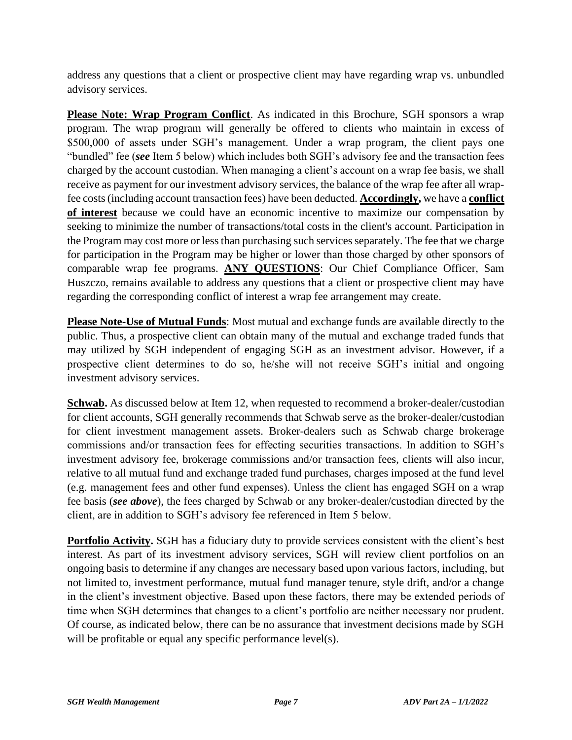address any questions that a client or prospective client may have regarding wrap vs. unbundled advisory services.

**Please Note: Wrap Program Conflict**. As indicated in this Brochure, SGH sponsors a wrap program. The wrap program will generally be offered to clients who maintain in excess of $500,000 of assets under SGH's management. Under a wrap program, the client pays one "bundled" fee (***see*** Item 5 below) which includes both SGH's advisory fee and the transaction fees charged by the account custodian. When managing a client's account on a wrap fee basis, we shall receive as payment for our investment advisory services, the balance of the wrap fee after all wrap-fee costs (including account transaction fees) have been deducted. **Accordingly,** we have a **conflict of interest** because we could have an economic incentive to maximize our compensation by seeking to minimize the number of transactions/total costs in the client's account. Participation in the Program may cost more or less than purchasing such services separately. The fee that we charge for participation in the Program may be higher or lower than those charged by other sponsors of comparable wrap fee programs. **ANY QUESTIONS**: Our Chief Compliance Officer, Sam Huszczo, remains available to address any questions that a client or prospective client may have regarding the corresponding conflict of interest a wrap fee arrangement may create.

**Please Note-Use of Mutual Funds**: Most mutual and exchange funds are available directly to the public. Thus, a prospective client can obtain many of the mutual and exchange traded funds that may utilized by SGH independent of engaging SGH as an investment advisor. However, if a prospective client determines to do so, he/she will not receive SGH's initial and ongoing investment advisory services.

**Schwab.** As discussed below at Item 12, when requested to recommend a broker-dealer/custodian for client accounts, SGH generally recommends that Schwab serve as the broker-dealer/custodian for client investment management assets. Broker-dealers such as Schwab charge brokerage commissions and/or transaction fees for effecting securities transactions. In addition to SGH's investment advisory fee, brokerage commissions and/or transaction fees, clients will also incur, relative to all mutual fund and exchange traded fund purchases, charges imposed at the fund level (e.g. management fees and other fund expenses). Unless the client has engaged SGH on a wrap fee basis (***see above***), the fees charged by Schwab or any broker-dealer/custodian directed by the client, are in addition to SGH's advisory fee referenced in Item 5 below.

**Portfolio Activity.** SGH has a fiduciary duty to provide services consistent with the client's best interest. As part of its investment advisory services, SGH will review client portfolios on an ongoing basis to determine if any changes are necessary based upon various factors, including, but not limited to, investment performance, mutual fund manager tenure, style drift, and/or a change in the client's investment objective. Based upon these factors, there may be extended periods of time when SGH determines that changes to a client's portfolio are neither necessary nor prudent. Of course, as indicated below, there can be no assurance that investment decisions made by SGH will be profitable or equal any specific performance level(s).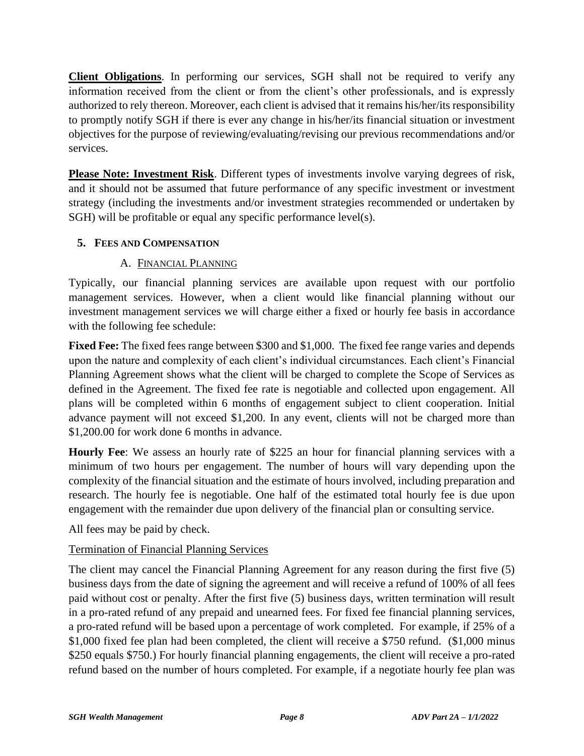**Client Obligations**. In performing our services, SGH shall not be required to verify any information received from the client or from the client's other professionals, and is expressly authorized to rely thereon. Moreover, each client is advised that it remains his/her/its responsibility to promptly notify SGH if there is ever any change in his/her/its financial situation or investment objectives for the purpose of reviewing/evaluating/revising our previous recommendations and/or services.

**Please Note: Investment Risk**. Different types of investments involve varying degrees of risk, and it should not be assumed that future performance of any specific investment or investment strategy (including the investments and/or investment strategies recommended or undertaken by SGH) will be profitable or equal any specific performance level(s).

## 5. FEES AND COMPENSATION

### A. FINANCIAL PLANNING

Typically, our financial planning services are available upon request with our portfolio management services. However, when a client would like financial planning without our investment management services we will charge either a fixed or hourly fee basis in accordance with the following fee schedule:

**Fixed Fee:** The fixed fees range between $300 and $1,000. The fixed fee range varies and depends upon the nature and complexity of each client's individual circumstances. Each client's Financial Planning Agreement shows what the client will be charged to complete the Scope of Services as defined in the Agreement. The fixed fee rate is negotiable and collected upon engagement. All plans will be completed within 6 months of engagement subject to client cooperation. Initial advance payment will not exceed $1,200. In any event, clients will not be charged more than $1,200.00 for work done 6 months in advance.

**Hourly Fee**: We assess an hourly rate of $225 an hour for financial planning services with a minimum of two hours per engagement. The number of hours will vary depending upon the complexity of the financial situation and the estimate of hours involved, including preparation and research. The hourly fee is negotiable. One half of the estimated total hourly fee is due upon engagement with the remainder due upon delivery of the financial plan or consulting service.

All fees may be paid by check.

Termination of Financial Planning Services

The client may cancel the Financial Planning Agreement for any reason during the first five (5) business days from the date of signing the agreement and will receive a refund of 100% of all fees paid without cost or penalty. After the first five (5) business days, written termination will result in a pro-rated refund of any prepaid and unearned fees. For fixed fee financial planning services, a pro-rated refund will be based upon a percentage of work completed. For example, if 25% of a $1,000 fixed fee plan had been completed, the client will receive a $750 refund. ($1,000 minus $250 equals $750.) For hourly financial planning engagements, the client will receive a pro-rated refund based on the number of hours completed. For example, if a negotiate hourly fee plan was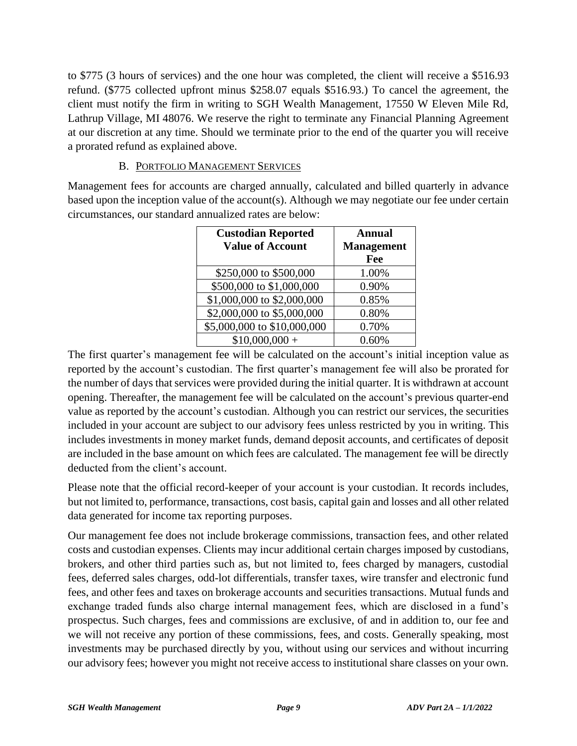to $775 (3 hours of services) and the one hour was completed, the client will receive a $516.93 refund. ($775 collected upfront minus $258.07 equals $516.93.) To cancel the agreement, the client must notify the firm in writing to SGH Wealth Management, 17550 W Eleven Mile Rd, Lathrup Village, MI 48076. We reserve the right to terminate any Financial Planning Agreement at our discretion at any time. Should we terminate prior to the end of the quarter you will receive a prorated refund as explained above.

### B. Portfolio Management Services

Management fees for accounts are charged annually, calculated and billed quarterly in advance based upon the inception value of the account(s). Although we may negotiate our fee under certain circumstances, our standard annualized rates are below:

| Custodian Reported Value of Account | Annual Management Fee |
|---|---|
| $250,000 to $500,000 | 1.00% |
| $500,000 to $1,000,000 | 0.90% |
| $1,000,000 to $2,000,000 | 0.85% |
| $2,000,000 to $5,000,000 | 0.80% |
| $5,000,000 to $10,000,000 | 0.70% |
| $10,000,000 + | 0.60% |

The first quarter's management fee will be calculated on the account's initial inception value as reported by the account's custodian. The first quarter's management fee will also be prorated for the number of days that services were provided during the initial quarter. It is withdrawn at account opening. Thereafter, the management fee will be calculated on the account's previous quarter-end value as reported by the account's custodian. Although you can restrict our services, the securities included in your account are subject to our advisory fees unless restricted by you in writing. This includes investments in money market funds, demand deposit accounts, and certificates of deposit are included in the base amount on which fees are calculated. The management fee will be directly deducted from the client's account.

Please note that the official record-keeper of your account is your custodian. It records includes, but not limited to, performance, transactions, cost basis, capital gain and losses and all other related data generated for income tax reporting purposes.

Our management fee does not include brokerage commissions, transaction fees, and other related costs and custodian expenses. Clients may incur additional certain charges imposed by custodians, brokers, and other third parties such as, but not limited to, fees charged by managers, custodial fees, deferred sales charges, odd-lot differentials, transfer taxes, wire transfer and electronic fund fees, and other fees and taxes on brokerage accounts and securities transactions. Mutual funds and exchange traded funds also charge internal management fees, which are disclosed in a fund's prospectus. Such charges, fees and commissions are exclusive, of and in addition to, our fee and we will not receive any portion of these commissions, fees, and costs. Generally speaking, most investments may be purchased directly by you, without using our services and without incurring our advisory fees; however you might not receive access to institutional share classes on your own.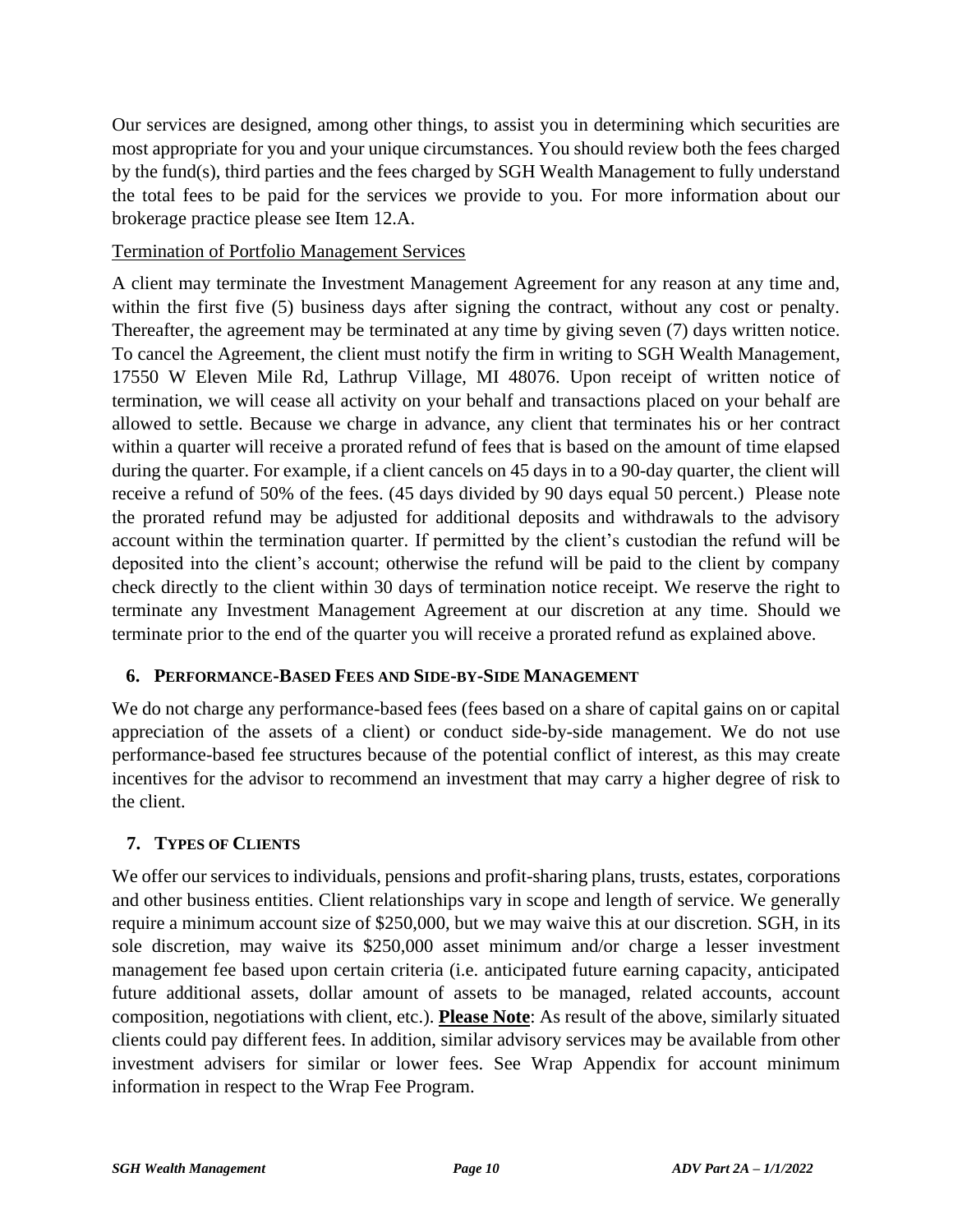Our services are designed, among other things, to assist you in determining which securities are most appropriate for you and your unique circumstances. You should review both the fees charged by the fund(s), third parties and the fees charged by SGH Wealth Management to fully understand the total fees to be paid for the services we provide to you. For more information about our brokerage practice please see Item 12.A.

Termination of Portfolio Management Services

A client may terminate the Investment Management Agreement for any reason at any time and, within the first five (5) business days after signing the contract, without any cost or penalty. Thereafter, the agreement may be terminated at any time by giving seven (7) days written notice. To cancel the Agreement, the client must notify the firm in writing to SGH Wealth Management, 17550 W Eleven Mile Rd, Lathrup Village, MI 48076. Upon receipt of written notice of termination, we will cease all activity on your behalf and transactions placed on your behalf are allowed to settle. Because we charge in advance, any client that terminates his or her contract within a quarter will receive a prorated refund of fees that is based on the amount of time elapsed during the quarter. For example, if a client cancels on 45 days in to a 90-day quarter, the client will receive a refund of 50% of the fees. (45 days divided by 90 days equal 50 percent.) Please note the prorated refund may be adjusted for additional deposits and withdrawals to the advisory account within the termination quarter. If permitted by the client's custodian the refund will be deposited into the client's account; otherwise the refund will be paid to the client by company check directly to the client within 30 days of termination notice receipt. We reserve the right to terminate any Investment Management Agreement at our discretion at any time. Should we terminate prior to the end of the quarter you will receive a prorated refund as explained above.

## 6. Performance-Based Fees and Side-by-Side Management

We do not charge any performance-based fees (fees based on a share of capital gains on or capital appreciation of the assets of a client) or conduct side-by-side management. We do not use performance-based fee structures because of the potential conflict of interest, as this may create incentives for the advisor to recommend an investment that may carry a higher degree of risk to the client.

## 7. Types of Clients

We offer our services to individuals, pensions and profit-sharing plans, trusts, estates, corporations and other business entities. Client relationships vary in scope and length of service. We generally require a minimum account size of $250,000, but we may waive this at our discretion. SGH, in its sole discretion, may waive its $250,000 asset minimum and/or charge a lesser investment management fee based upon certain criteria (i.e. anticipated future earning capacity, anticipated future additional assets, dollar amount of assets to be managed, related accounts, account composition, negotiations with client, etc.). **Please Note**: As result of the above, similarly situated clients could pay different fees. In addition, similar advisory services may be available from other investment advisers for similar or lower fees. See Wrap Appendix for account minimum information in respect to the Wrap Fee Program.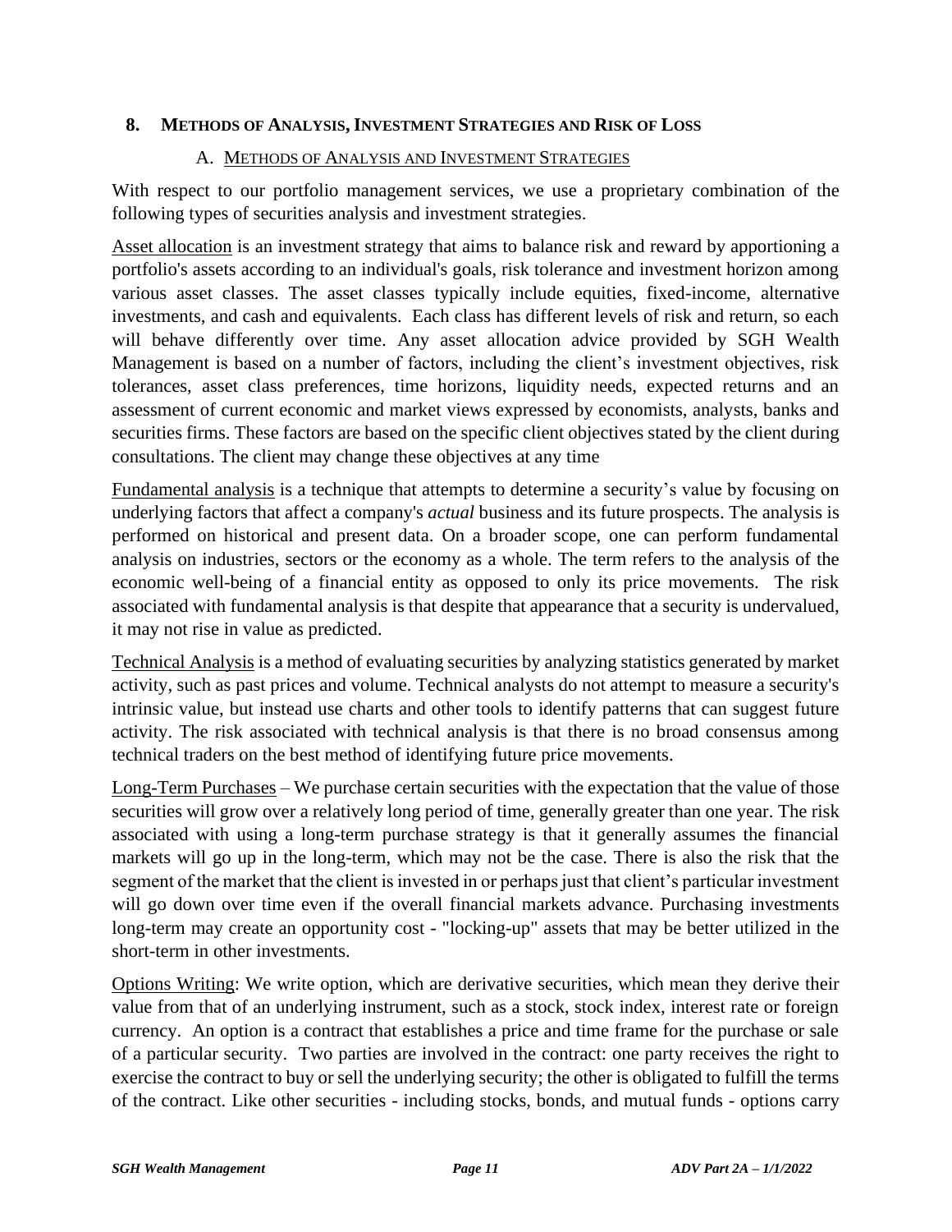## 8. METHODS OF ANALYSIS, INVESTMENT STRATEGIES AND RISK OF LOSS

### A. METHODS OF ANALYSIS AND INVESTMENT STRATEGIES

With respect to our portfolio management services, we use a proprietary combination of the following types of securities analysis and investment strategies.

Asset allocation is an investment strategy that aims to balance risk and reward by apportioning a portfolio's assets according to an individual's goals, risk tolerance and investment horizon among various asset classes. The asset classes typically include equities, fixed-income, alternative investments, and cash and equivalents. Each class has different levels of risk and return, so each will behave differently over time. Any asset allocation advice provided by SGH Wealth Management is based on a number of factors, including the client's investment objectives, risk tolerances, asset class preferences, time horizons, liquidity needs, expected returns and an assessment of current economic and market views expressed by economists, analysts, banks and securities firms. These factors are based on the specific client objectives stated by the client during consultations. The client may change these objectives at any time

Fundamental analysis is a technique that attempts to determine a security's value by focusing on underlying factors that affect a company's *actual* business and its future prospects. The analysis is performed on historical and present data. On a broader scope, one can perform fundamental analysis on industries, sectors or the economy as a whole. The term refers to the analysis of the economic well-being of a financial entity as opposed to only its price movements. The risk associated with fundamental analysis is that despite that appearance that a security is undervalued, it may not rise in value as predicted.

Technical Analysis is a method of evaluating securities by analyzing statistics generated by market activity, such as past prices and volume. Technical analysts do not attempt to measure a security's intrinsic value, but instead use charts and other tools to identify patterns that can suggest future activity. The risk associated with technical analysis is that there is no broad consensus among technical traders on the best method of identifying future price movements.

Long-Term Purchases – We purchase certain securities with the expectation that the value of those securities will grow over a relatively long period of time, generally greater than one year. The risk associated with using a long-term purchase strategy is that it generally assumes the financial markets will go up in the long-term, which may not be the case. There is also the risk that the segment of the market that the client is invested in or perhaps just that client's particular investment will go down over time even if the overall financial markets advance. Purchasing investments long-term may create an opportunity cost - "locking-up" assets that may be better utilized in the short-term in other investments.

Options Writing: We write option, which are derivative securities, which mean they derive their value from that of an underlying instrument, such as a stock, stock index, interest rate or foreign currency. An option is a contract that establishes a price and time frame for the purchase or sale of a particular security. Two parties are involved in the contract: one party receives the right to exercise the contract to buy or sell the underlying security; the other is obligated to fulfill the terms of the contract. Like other securities - including stocks, bonds, and mutual funds - options carry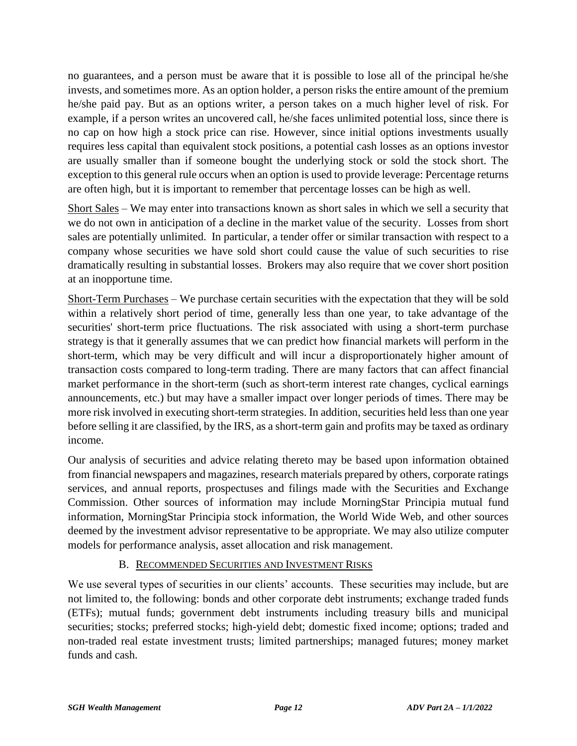no guarantees, and a person must be aware that it is possible to lose all of the principal he/she invests, and sometimes more. As an option holder, a person risks the entire amount of the premium he/she paid pay. But as an options writer, a person takes on a much higher level of risk. For example, if a person writes an uncovered call, he/she faces unlimited potential loss, since there is no cap on how high a stock price can rise. However, since initial options investments usually requires less capital than equivalent stock positions, a potential cash losses as an options investor are usually smaller than if someone bought the underlying stock or sold the stock short. The exception to this general rule occurs when an option is used to provide leverage: Percentage returns are often high, but it is important to remember that percentage losses can be high as well.

<u>Short Sales</u> – We may enter into transactions known as short sales in which we sell a security that we do not own in anticipation of a decline in the market value of the security. Losses from short sales are potentially unlimited. In particular, a tender offer or similar transaction with respect to a company whose securities we have sold short could cause the value of such securities to rise dramatically resulting in substantial losses. Brokers may also require that we cover short position at an inopportune time.

<u>Short-Term Purchases</u> – We purchase certain securities with the expectation that they will be sold within a relatively short period of time, generally less than one year, to take advantage of the securities' short-term price fluctuations. The risk associated with using a short-term purchase strategy is that it generally assumes that we can predict how financial markets will perform in the short-term, which may be very difficult and will incur a disproportionately higher amount of transaction costs compared to long-term trading. There are many factors that can affect financial market performance in the short-term (such as short-term interest rate changes, cyclical earnings announcements, etc.) but may have a smaller impact over longer periods of times. There may be more risk involved in executing short-term strategies. In addition, securities held less than one year before selling it are classified, by the IRS, as a short-term gain and profits may be taxed as ordinary income.

Our analysis of securities and advice relating thereto may be based upon information obtained from financial newspapers and magazines, research materials prepared by others, corporate ratings services, and annual reports, prospectuses and filings made with the Securities and Exchange Commission. Other sources of information may include MorningStar Principia mutual fund information, MorningStar Principia stock information, the World Wide Web, and other sources deemed by the investment advisor representative to be appropriate. We may also utilize computer models for performance analysis, asset allocation and risk management.

## B. Recommended Securities and Investment Risks

We use several types of securities in our clients' accounts. These securities may include, but are not limited to, the following: bonds and other corporate debt instruments; exchange traded funds (ETFs); mutual funds; government debt instruments including treasury bills and municipal securities; stocks; preferred stocks; high-yield debt; domestic fixed income; options; traded and non-traded real estate investment trusts; limited partnerships; managed futures; money market funds and cash.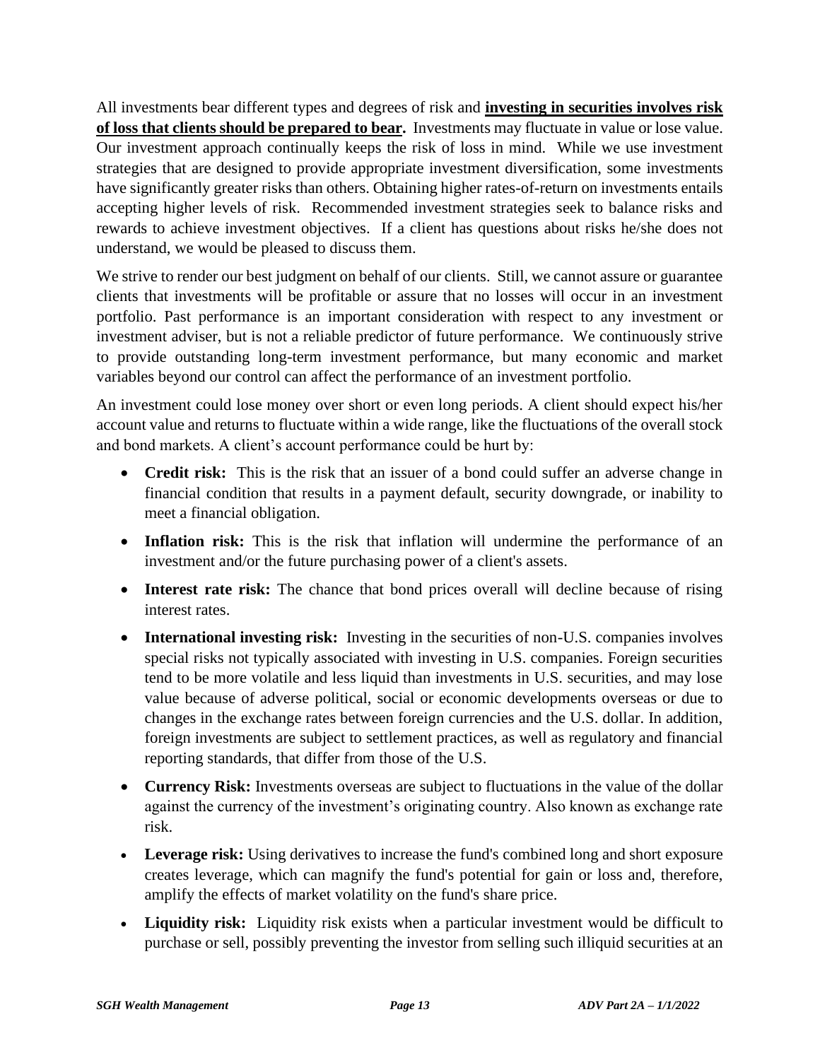All investments bear different types and degrees of risk and **investing in securities involves risk of loss that clients should be prepared to bear.** Investments may fluctuate in value or lose value. Our investment approach continually keeps the risk of loss in mind. While we use investment strategies that are designed to provide appropriate investment diversification, some investments have significantly greater risks than others. Obtaining higher rates-of-return on investments entails accepting higher levels of risk. Recommended investment strategies seek to balance risks and rewards to achieve investment objectives. If a client has questions about risks he/she does not understand, we would be pleased to discuss them.

We strive to render our best judgment on behalf of our clients. Still, we cannot assure or guarantee clients that investments will be profitable or assure that no losses will occur in an investment portfolio. Past performance is an important consideration with respect to any investment or investment adviser, but is not a reliable predictor of future performance. We continuously strive to provide outstanding long-term investment performance, but many economic and market variables beyond our control can affect the performance of an investment portfolio.

An investment could lose money over short or even long periods. A client should expect his/her account value and returns to fluctuate within a wide range, like the fluctuations of the overall stock and bond markets. A client's account performance could be hurt by:

- **Credit risk:** This is the risk that an issuer of a bond could suffer an adverse change in financial condition that results in a payment default, security downgrade, or inability to meet a financial obligation.
- **Inflation risk:** This is the risk that inflation will undermine the performance of an investment and/or the future purchasing power of a client's assets.
- **Interest rate risk:** The chance that bond prices overall will decline because of rising interest rates.
- **International investing risk:** Investing in the securities of non-U.S. companies involves special risks not typically associated with investing in U.S. companies. Foreign securities tend to be more volatile and less liquid than investments in U.S. securities, and may lose value because of adverse political, social or economic developments overseas or due to changes in the exchange rates between foreign currencies and the U.S. dollar. In addition, foreign investments are subject to settlement practices, as well as regulatory and financial reporting standards, that differ from those of the U.S.
- **Currency Risk:** Investments overseas are subject to fluctuations in the value of the dollar against the currency of the investment's originating country. Also known as exchange rate risk.
- **Leverage risk:** Using derivatives to increase the fund's combined long and short exposure creates leverage, which can magnify the fund's potential for gain or loss and, therefore, amplify the effects of market volatility on the fund's share price.
- **Liquidity risk:** Liquidity risk exists when a particular investment would be difficult to purchase or sell, possibly preventing the investor from selling such illiquid securities at an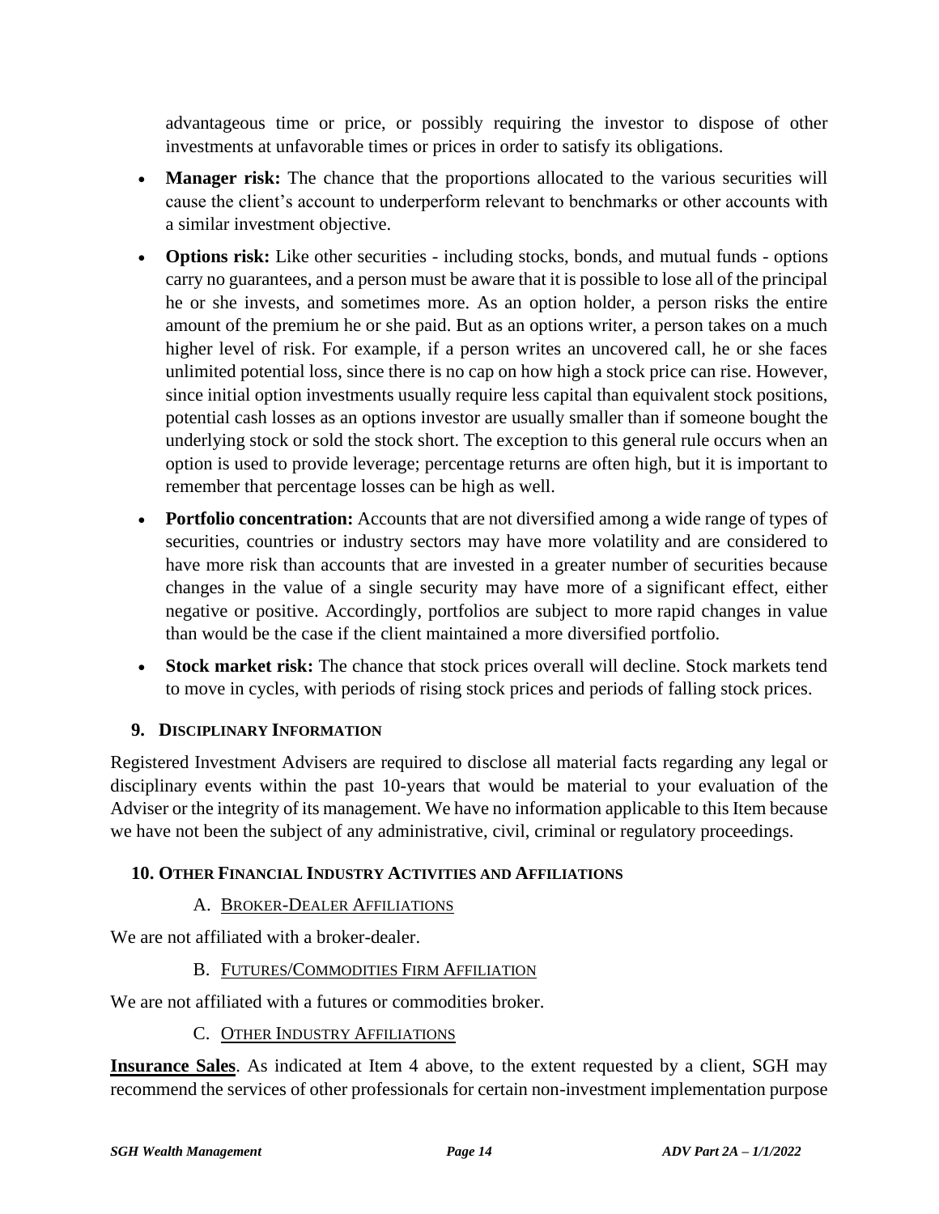advantageous time or price, or possibly requiring the investor to dispose of other investments at unfavorable times or prices in order to satisfy its obligations.

- **Manager risk:** The chance that the proportions allocated to the various securities will cause the client's account to underperform relevant to benchmarks or other accounts with a similar investment objective.
- **Options risk:** Like other securities - including stocks, bonds, and mutual funds - options carry no guarantees, and a person must be aware that it is possible to lose all of the principal he or she invests, and sometimes more. As an option holder, a person risks the entire amount of the premium he or she paid. But as an options writer, a person takes on a much higher level of risk. For example, if a person writes an uncovered call, he or she faces unlimited potential loss, since there is no cap on how high a stock price can rise. However, since initial option investments usually require less capital than equivalent stock positions, potential cash losses as an options investor are usually smaller than if someone bought the underlying stock or sold the stock short. The exception to this general rule occurs when an option is used to provide leverage; percentage returns are often high, but it is important to remember that percentage losses can be high as well.
- **Portfolio concentration:** Accounts that are not diversified among a wide range of types of securities, countries or industry sectors may have more volatility and are considered to have more risk than accounts that are invested in a greater number of securities because changes in the value of a single security may have more of a significant effect, either negative or positive. Accordingly, portfolios are subject to more rapid changes in value than would be the case if the client maintained a more diversified portfolio.
- **Stock market risk:** The chance that stock prices overall will decline. Stock markets tend to move in cycles, with periods of rising stock prices and periods of falling stock prices.

## 9. Disciplinary Information

Registered Investment Advisers are required to disclose all material facts regarding any legal or disciplinary events within the past 10-years that would be material to your evaluation of the Adviser or the integrity of its management. We have no information applicable to this Item because we have not been the subject of any administrative, civil, criminal or regulatory proceedings.

## 10. Other Financial Industry Activities and Affiliations

### A. Broker-Dealer Affiliations

We are not affiliated with a broker-dealer.

### B. Futures/Commodities Firm Affiliation

We are not affiliated with a futures or commodities broker.

### C. Other Industry Affiliations

**Insurance Sales**. As indicated at Item 4 above, to the extent requested by a client, SGH may recommend the services of other professionals for certain non-investment implementation purpose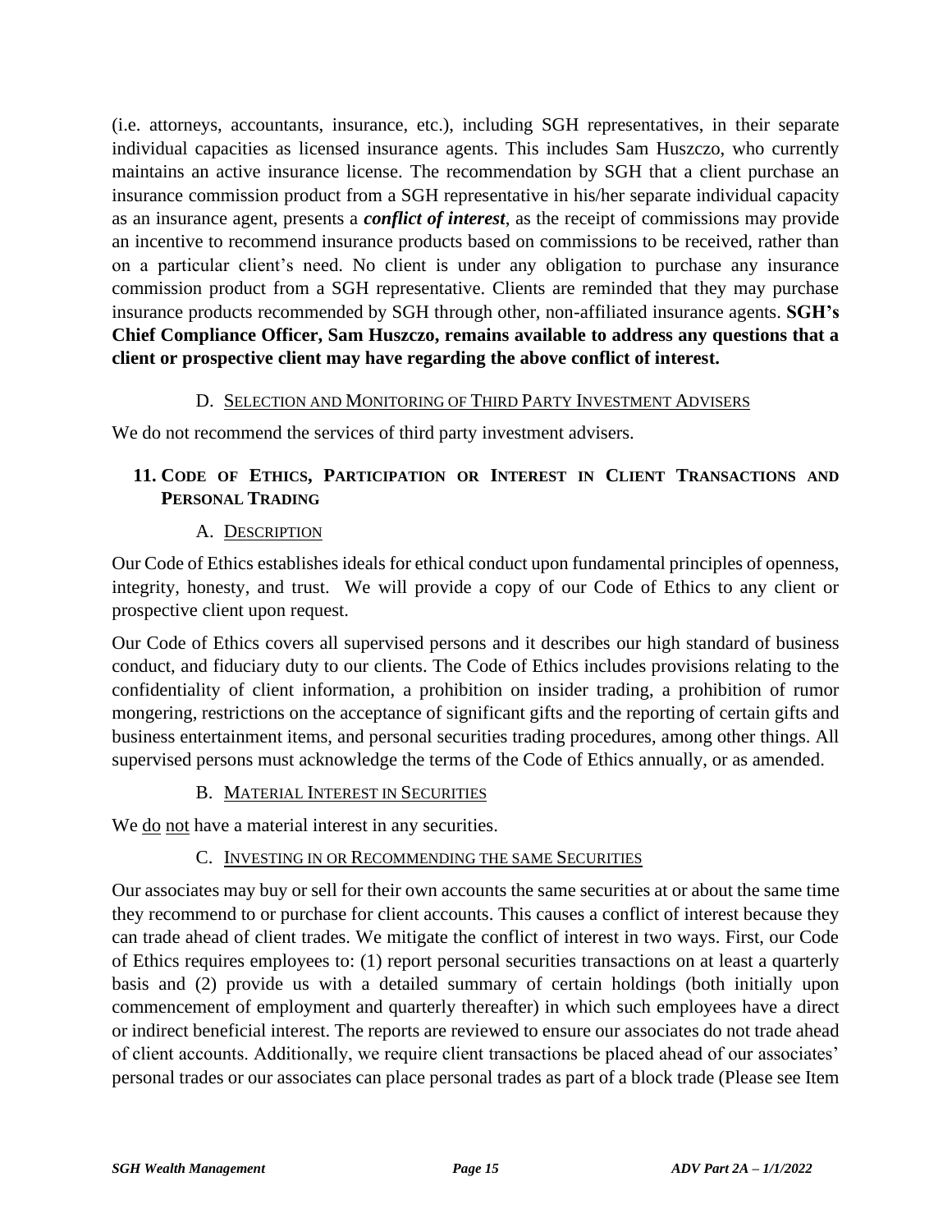(i.e. attorneys, accountants, insurance, etc.), including SGH representatives, in their separate individual capacities as licensed insurance agents. This includes Sam Huszczo, who currently maintains an active insurance license. The recommendation by SGH that a client purchase an insurance commission product from a SGH representative in his/her separate individual capacity as an insurance agent, presents a ***conflict of interest***, as the receipt of commissions may provide an incentive to recommend insurance products based on commissions to be received, rather than on a particular client's need. No client is under any obligation to purchase any insurance commission product from a SGH representative. Clients are reminded that they may purchase insurance products recommended by SGH through other, non-affiliated insurance agents. **SGH's Chief Compliance Officer, Sam Huszczo, remains available to address any questions that a client or prospective client may have regarding the above conflict of interest.**

### D. Selection and Monitoring of Third Party Investment Advisers

We do not recommend the services of third party investment advisers.

## 11. Code of Ethics, Participation or Interest in Client Transactions and Personal Trading

### A. Description

Our Code of Ethics establishes ideals for ethical conduct upon fundamental principles of openness, integrity, honesty, and trust. We will provide a copy of our Code of Ethics to any client or prospective client upon request.

Our Code of Ethics covers all supervised persons and it describes our high standard of business conduct, and fiduciary duty to our clients. The Code of Ethics includes provisions relating to the confidentiality of client information, a prohibition on insider trading, a prohibition of rumor mongering, restrictions on the acceptance of significant gifts and the reporting of certain gifts and business entertainment items, and personal securities trading procedures, among other things. All supervised persons must acknowledge the terms of the Code of Ethics annually, or as amended.

### B. Material Interest in Securities

We do not have a material interest in any securities.

### C. Investing in or Recommending the same Securities

Our associates may buy or sell for their own accounts the same securities at or about the same time they recommend to or purchase for client accounts. This causes a conflict of interest because they can trade ahead of client trades. We mitigate the conflict of interest in two ways. First, our Code of Ethics requires employees to: (1) report personal securities transactions on at least a quarterly basis and (2) provide us with a detailed summary of certain holdings (both initially upon commencement of employment and quarterly thereafter) in which such employees have a direct or indirect beneficial interest. The reports are reviewed to ensure our associates do not trade ahead of client accounts. Additionally, we require client transactions be placed ahead of our associates' personal trades or our associates can place personal trades as part of a block trade (Please see Item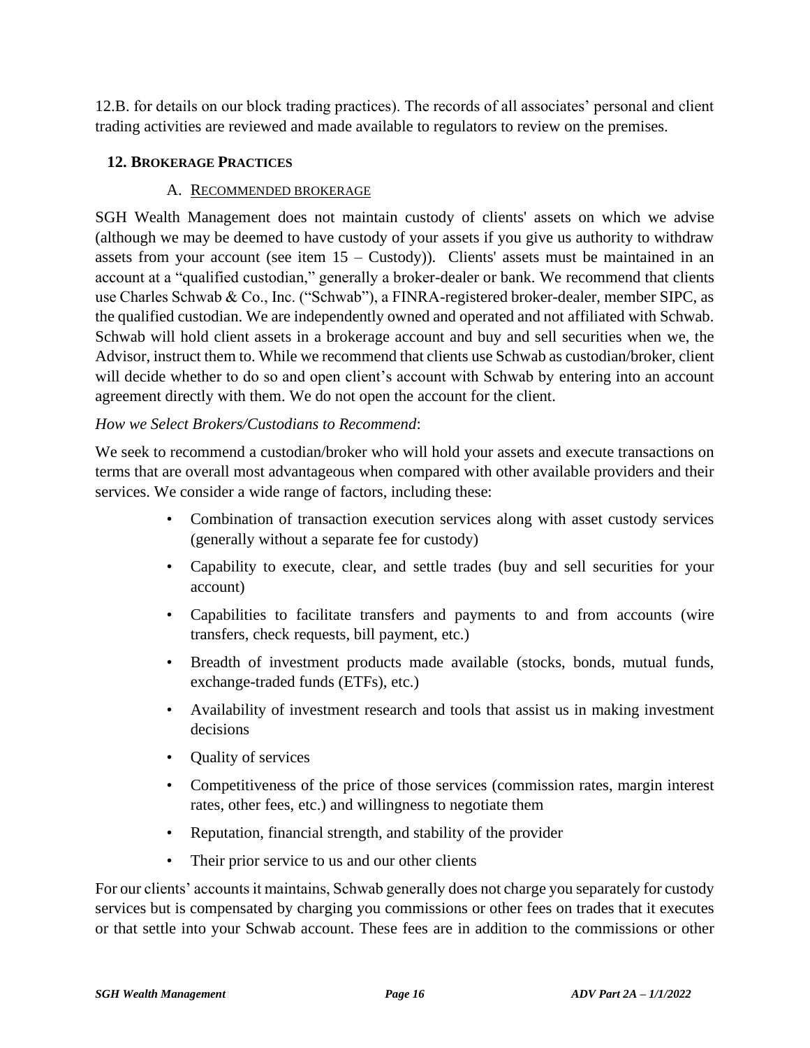12.B. for details on our block trading practices). The records of all associates' personal and client trading activities are reviewed and made available to regulators to review on the premises.

## 12. Brokerage Practices

### A. Recommended brokerage

SGH Wealth Management does not maintain custody of clients' assets on which we advise (although we may be deemed to have custody of your assets if you give us authority to withdraw assets from your account (see item 15 – Custody)). Clients' assets must be maintained in an account at a "qualified custodian," generally a broker-dealer or bank. We recommend that clients use Charles Schwab & Co., Inc. ("Schwab"), a FINRA-registered broker-dealer, member SIPC, as the qualified custodian. We are independently owned and operated and not affiliated with Schwab. Schwab will hold client assets in a brokerage account and buy and sell securities when we, the Advisor, instruct them to. While we recommend that clients use Schwab as custodian/broker, client will decide whether to do so and open client's account with Schwab by entering into an account agreement directly with them. We do not open the account for the client.

*How we Select Brokers/Custodians to Recommend*:

We seek to recommend a custodian/broker who will hold your assets and execute transactions on terms that are overall most advantageous when compared with other available providers and their services. We consider a wide range of factors, including these:

- Combination of transaction execution services along with asset custody services (generally without a separate fee for custody)
- Capability to execute, clear, and settle trades (buy and sell securities for your account)
- Capabilities to facilitate transfers and payments to and from accounts (wire transfers, check requests, bill payment, etc.)
- Breadth of investment products made available (stocks, bonds, mutual funds, exchange-traded funds (ETFs), etc.)
- Availability of investment research and tools that assist us in making investment decisions
- Quality of services
- Competitiveness of the price of those services (commission rates, margin interest rates, other fees, etc.) and willingness to negotiate them
- Reputation, financial strength, and stability of the provider
- Their prior service to us and our other clients

For our clients' accounts it maintains, Schwab generally does not charge you separately for custody services but is compensated by charging you commissions or other fees on trades that it executes or that settle into your Schwab account. These fees are in addition to the commissions or other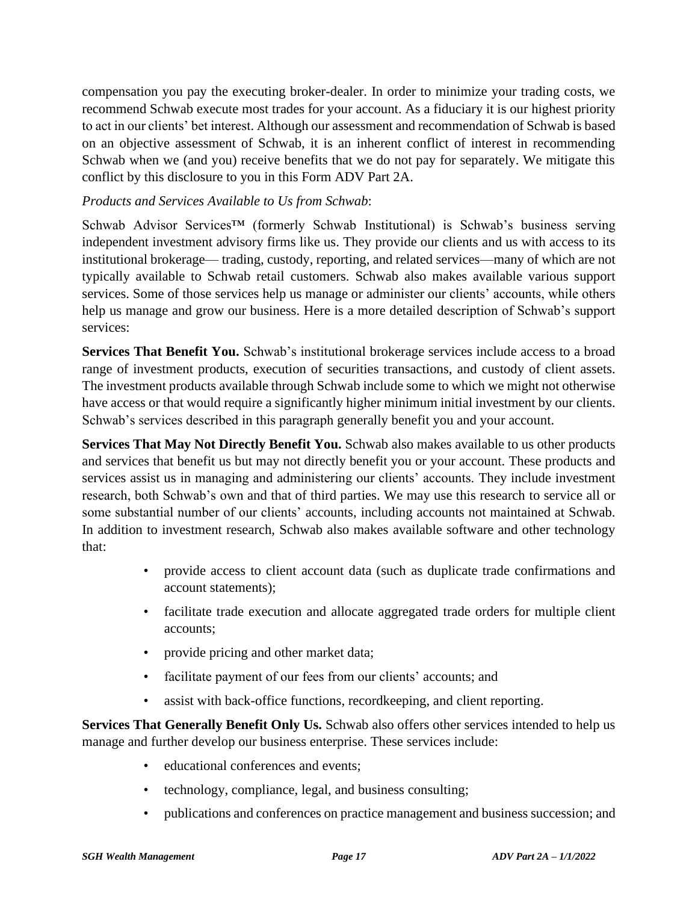compensation you pay the executing broker-dealer. In order to minimize your trading costs, we recommend Schwab execute most trades for your account. As a fiduciary it is our highest priority to act in our clients' bet interest. Although our assessment and recommendation of Schwab is based on an objective assessment of Schwab, it is an inherent conflict of interest in recommending Schwab when we (and you) receive benefits that we do not pay for separately. We mitigate this conflict by this disclosure to you in this Form ADV Part 2A.

*Products and Services Available to Us from Schwab*:

Schwab Advisor Services™ (formerly Schwab Institutional) is Schwab's business serving independent investment advisory firms like us. They provide our clients and us with access to its institutional brokerage— trading, custody, reporting, and related services—many of which are not typically available to Schwab retail customers. Schwab also makes available various support services. Some of those services help us manage or administer our clients' accounts, while others help us manage and grow our business. Here is a more detailed description of Schwab's support services:

**Services That Benefit You.** Schwab's institutional brokerage services include access to a broad range of investment products, execution of securities transactions, and custody of client assets. The investment products available through Schwab include some to which we might not otherwise have access or that would require a significantly higher minimum initial investment by our clients. Schwab's services described in this paragraph generally benefit you and your account.

**Services That May Not Directly Benefit You.** Schwab also makes available to us other products and services that benefit us but may not directly benefit you or your account. These products and services assist us in managing and administering our clients' accounts. They include investment research, both Schwab's own and that of third parties. We may use this research to service all or some substantial number of our clients' accounts, including accounts not maintained at Schwab. In addition to investment research, Schwab also makes available software and other technology that:

- provide access to client account data (such as duplicate trade confirmations and account statements);
- facilitate trade execution and allocate aggregated trade orders for multiple client accounts;
- provide pricing and other market data;
- facilitate payment of our fees from our clients' accounts; and
- assist with back-office functions, recordkeeping, and client reporting.

**Services That Generally Benefit Only Us.** Schwab also offers other services intended to help us manage and further develop our business enterprise. These services include:

- educational conferences and events;
- technology, compliance, legal, and business consulting;
- publications and conferences on practice management and business succession; and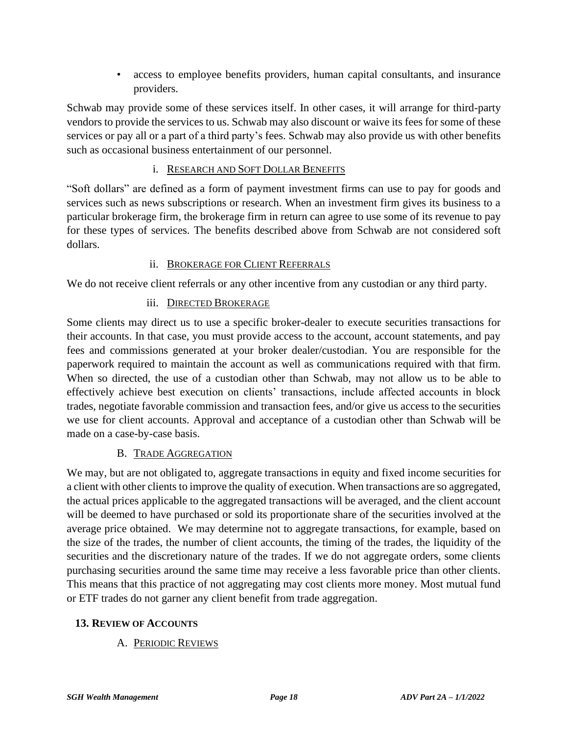- access to employee benefits providers, human capital consultants, and insurance providers.

Schwab may provide some of these services itself. In other cases, it will arrange for third-party vendors to provide the services to us. Schwab may also discount or waive its fees for some of these services or pay all or a part of a third party's fees. Schwab may also provide us with other benefits such as occasional business entertainment of our personnel.

#### i. Research and Soft Dollar Benefits

"Soft dollars" are defined as a form of payment investment firms can use to pay for goods and services such as news subscriptions or research. When an investment firm gives its business to a particular brokerage firm, the brokerage firm in return can agree to use some of its revenue to pay for these types of services. The benefits described above from Schwab are not considered soft dollars.

#### ii. Brokerage for Client Referrals

We do not receive client referrals or any other incentive from any custodian or any third party.

#### iii. Directed Brokerage

Some clients may direct us to use a specific broker-dealer to execute securities transactions for their accounts. In that case, you must provide access to the account, account statements, and pay fees and commissions generated at your broker dealer/custodian. You are responsible for the paperwork required to maintain the account as well as communications required with that firm. When so directed, the use of a custodian other than Schwab, may not allow us to be able to effectively achieve best execution on clients' transactions, include affected accounts in block trades, negotiate favorable commission and transaction fees, and/or give us access to the securities we use for client accounts. Approval and acceptance of a custodian other than Schwab will be made on a case-by-case basis.

### B. Trade Aggregation

We may, but are not obligated to, aggregate transactions in equity and fixed income securities for a client with other clients to improve the quality of execution. When transactions are so aggregated, the actual prices applicable to the aggregated transactions will be averaged, and the client account will be deemed to have purchased or sold its proportionate share of the securities involved at the average price obtained. We may determine not to aggregate transactions, for example, based on the size of the trades, the number of client accounts, the timing of the trades, the liquidity of the securities and the discretionary nature of the trades. If we do not aggregate orders, some clients purchasing securities around the same time may receive a less favorable price than other clients. This means that this practice of not aggregating may cost clients more money. Most mutual fund or ETF trades do not garner any client benefit from trade aggregation.

## 13. Review of Accounts

### A. Periodic Reviews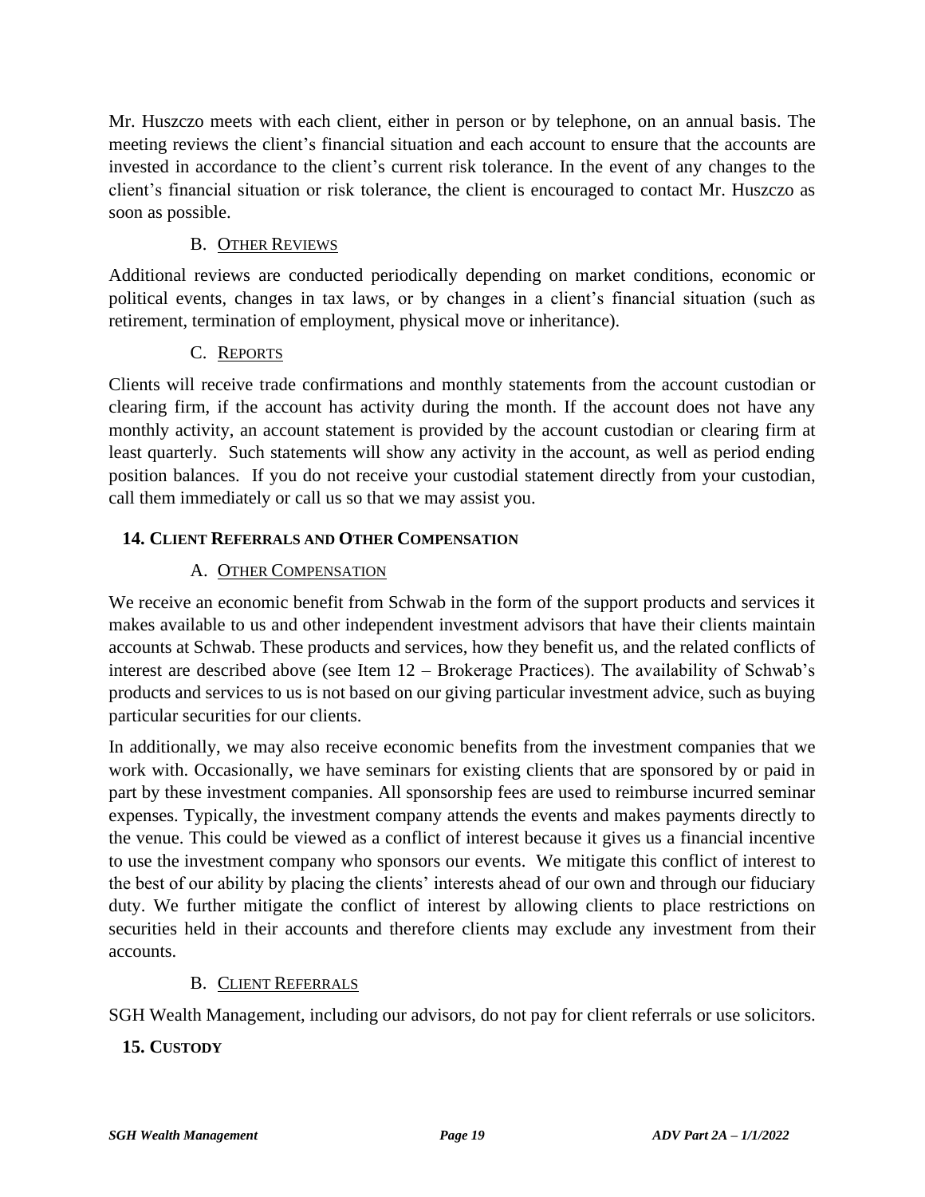Mr. Huszczo meets with each client, either in person or by telephone, on an annual basis. The meeting reviews the client's financial situation and each account to ensure that the accounts are invested in accordance to the client's current risk tolerance. In the event of any changes to the client's financial situation or risk tolerance, the client is encouraged to contact Mr. Huszczo as soon as possible.

### B. Other Reviews

Additional reviews are conducted periodically depending on market conditions, economic or political events, changes in tax laws, or by changes in a client's financial situation (such as retirement, termination of employment, physical move or inheritance).

### C. Reports

Clients will receive trade confirmations and monthly statements from the account custodian or clearing firm, if the account has activity during the month. If the account does not have any monthly activity, an account statement is provided by the account custodian or clearing firm at least quarterly. Such statements will show any activity in the account, as well as period ending position balances. If you do not receive your custodial statement directly from your custodian, call them immediately or call us so that we may assist you.

## 14. Client Referrals and Other Compensation

### A. Other Compensation

We receive an economic benefit from Schwab in the form of the support products and services it makes available to us and other independent investment advisors that have their clients maintain accounts at Schwab. These products and services, how they benefit us, and the related conflicts of interest are described above (see Item 12 – Brokerage Practices). The availability of Schwab's products and services to us is not based on our giving particular investment advice, such as buying particular securities for our clients.

In additionally, we may also receive economic benefits from the investment companies that we work with. Occasionally, we have seminars for existing clients that are sponsored by or paid in part by these investment companies. All sponsorship fees are used to reimburse incurred seminar expenses. Typically, the investment company attends the events and makes payments directly to the venue. This could be viewed as a conflict of interest because it gives us a financial incentive to use the investment company who sponsors our events. We mitigate this conflict of interest to the best of our ability by placing the clients' interests ahead of our own and through our fiduciary duty. We further mitigate the conflict of interest by allowing clients to place restrictions on securities held in their accounts and therefore clients may exclude any investment from their accounts.

### B. Client Referrals

SGH Wealth Management, including our advisors, do not pay for client referrals or use solicitors.

## 15. Custody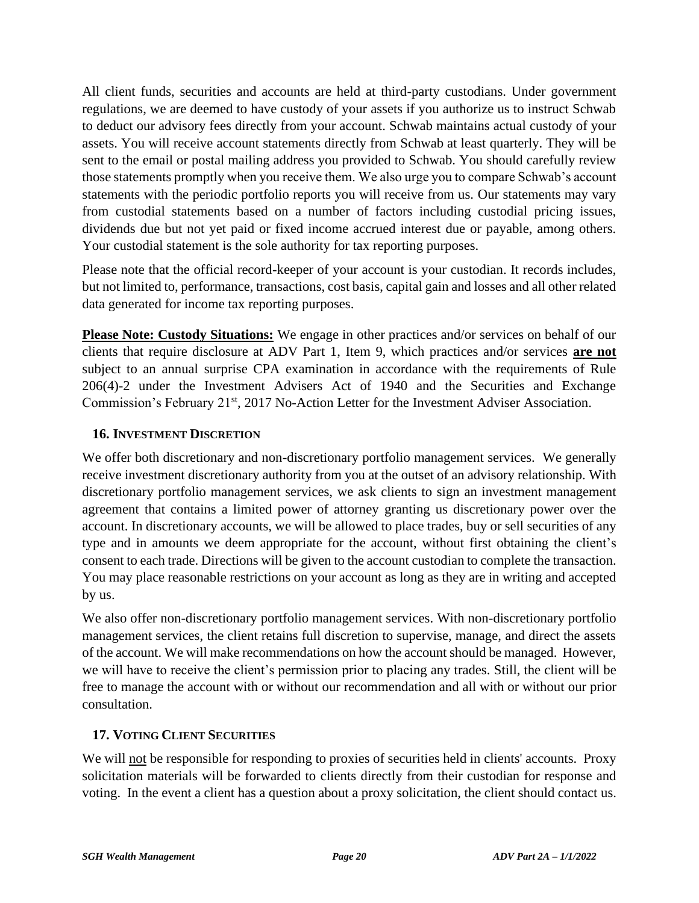All client funds, securities and accounts are held at third-party custodians. Under government regulations, we are deemed to have custody of your assets if you authorize us to instruct Schwab to deduct our advisory fees directly from your account. Schwab maintains actual custody of your assets. You will receive account statements directly from Schwab at least quarterly. They will be sent to the email or postal mailing address you provided to Schwab. You should carefully review those statements promptly when you receive them. We also urge you to compare Schwab's account statements with the periodic portfolio reports you will receive from us. Our statements may vary from custodial statements based on a number of factors including custodial pricing issues, dividends due but not yet paid or fixed income accrued interest due or payable, among others. Your custodial statement is the sole authority for tax reporting purposes.

Please note that the official record-keeper of your account is your custodian. It records includes, but not limited to, performance, transactions, cost basis, capital gain and losses and all other related data generated for income tax reporting purposes.

**Please Note: Custody Situations:** We engage in other practices and/or services on behalf of our clients that require disclosure at ADV Part 1, Item 9, which practices and/or services **are not** subject to an annual surprise CPA examination in accordance with the requirements of Rule 206(4)-2 under the Investment Advisers Act of 1940 and the Securities and Exchange Commission's February 21st, 2017 No-Action Letter for the Investment Adviser Association.

## 16. Investment Discretion

We offer both discretionary and non-discretionary portfolio management services. We generally receive investment discretionary authority from you at the outset of an advisory relationship. With discretionary portfolio management services, we ask clients to sign an investment management agreement that contains a limited power of attorney granting us discretionary power over the account. In discretionary accounts, we will be allowed to place trades, buy or sell securities of any type and in amounts we deem appropriate for the account, without first obtaining the client's consent to each trade. Directions will be given to the account custodian to complete the transaction. You may place reasonable restrictions on your account as long as they are in writing and accepted by us.

We also offer non-discretionary portfolio management services. With non-discretionary portfolio management services, the client retains full discretion to supervise, manage, and direct the assets of the account. We will make recommendations on how the account should be managed. However, we will have to receive the client's permission prior to placing any trades. Still, the client will be free to manage the account with or without our recommendation and all with or without our prior consultation.

## 17. Voting Client Securities

We will not be responsible for responding to proxies of securities held in clients' accounts. Proxy solicitation materials will be forwarded to clients directly from their custodian for response and voting. In the event a client has a question about a proxy solicitation, the client should contact us.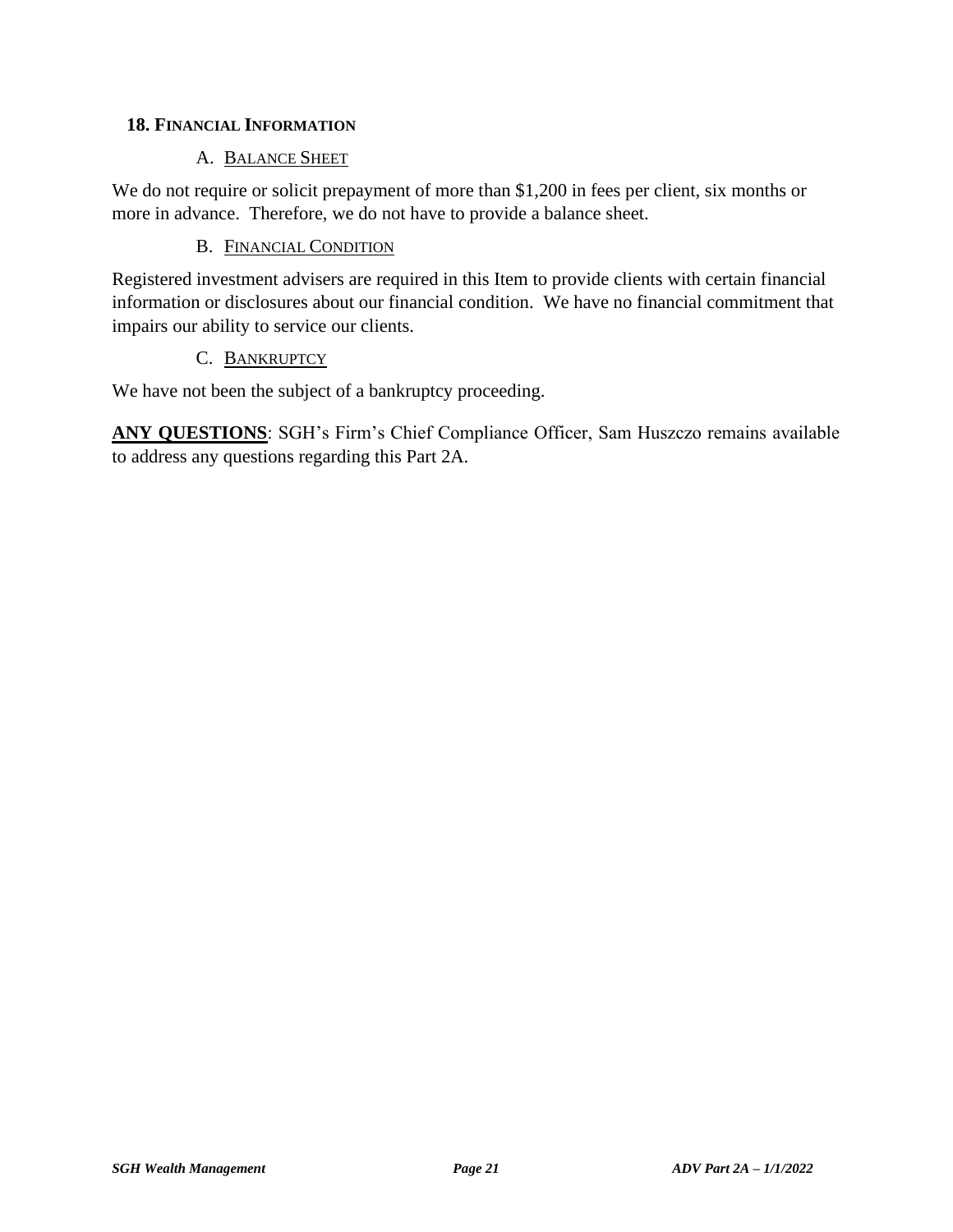## 18. Financial Information

### A. Balance Sheet

We do not require or solicit prepayment of more than $1,200 in fees per client, six months or more in advance. Therefore, we do not have to provide a balance sheet.

### B. Financial Condition

Registered investment advisers are required in this Item to provide clients with certain financial information or disclosures about our financial condition. We have no financial commitment that impairs our ability to service our clients.

### C. Bankruptcy

We have not been the subject of a bankruptcy proceeding.

**ANY QUESTIONS**: SGH's Firm's Chief Compliance Officer, Sam Huszczo remains available to address any questions regarding this Part 2A.